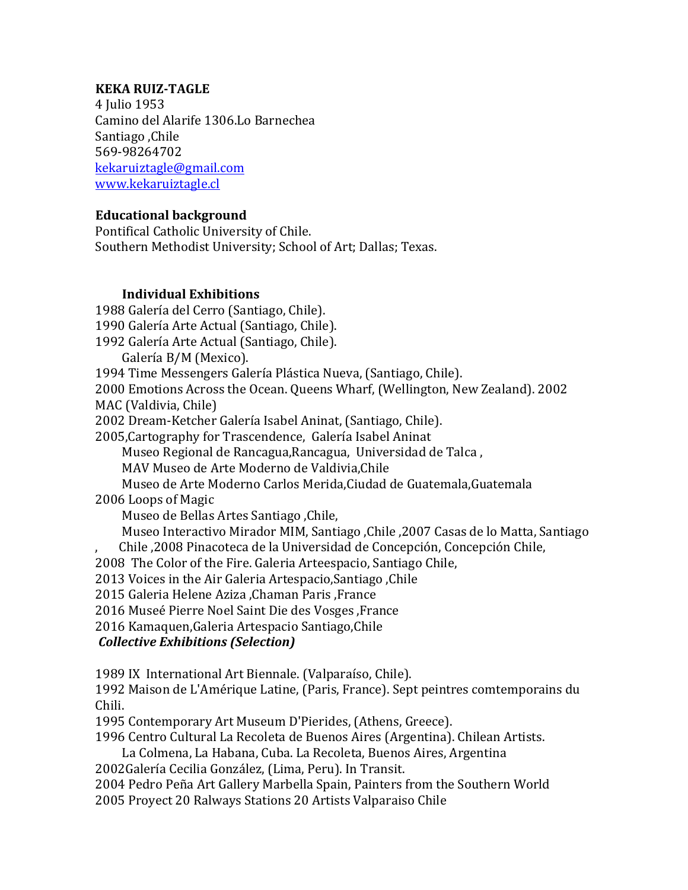**KEKA RUIZ-TAGLE**
4 Julio 1953
Camino del Alarife 1306.Lo Barnechea
Santiago ,Chile
569-98264702
kekaruiztagle@gmail.com
www.kekaruiztagle.cl

**Educational background**
Pontifical Catholic University of Chile.
Southern Methodist University; School of Art; Dallas; Texas.

**Individual Exhibitions**

1988 Galería del Cerro (Santiago, Chile).
1990 Galería Arte Actual (Santiago, Chile).
1992 Galería Arte Actual (Santiago, Chile).
Galería B/M (Mexico).
1994 Time Messengers Galería Plástica Nueva, (Santiago, Chile).
2000 Emotions Across the Ocean. Queens Wharf, (Wellington, New Zealand). 2002 MAC (Valdivia, Chile)
2002 Dream-Ketcher Galería Isabel Aninat, (Santiago, Chile).
2005,Cartography for Trascendence, Galería Isabel Aninat
Museo Regional de Rancagua,Rancagua, Universidad de Talca ,
MAV Museo de Arte Moderno de Valdivia,Chile
Museo de Arte Moderno Carlos Merida,Ciudad de Guatemala,Guatemala
2006 Loops of Magic
Museo de Bellas Artes Santiago ,Chile,
Museo Interactivo Mirador MIM, Santiago ,Chile ,2007 Casas de lo Matta, Santiago , Chile ,2008 Pinacoteca de la Universidad de Concepción, Concepción Chile,
2008 The Color of the Fire. Galeria Arteespacio, Santiago Chile,
2013 Voices in the Air Galeria Artespacio,Santiago ,Chile
2015 Galeria Helene Aziza ,Chaman Paris ,France
2016 Museé Pierre Noel Saint Die des Vosges ,France
2016 Kamaquen,Galeria Artespacio Santiago,Chile

***Collective Exhibitions (Selection)***

1989 IX International Art Biennale. (Valparaíso, Chile).
1992 Maison de L'Amérique Latine, (Paris, France). Sept peintres comtemporains du Chili.
1995 Contemporary Art Museum D'Pierides, (Athens, Greece).
1996 Centro Cultural La Recoleta de Buenos Aires (Argentina). Chilean Artists.
La Colmena, La Habana, Cuba. La Recoleta, Buenos Aires, Argentina
2002Galería Cecilia González, (Lima, Peru). In Transit.
2004 Pedro Peña Art Gallery Marbella Spain, Painters from the Southern World
2005 Proyect 20 Ralways Stations 20 Artists Valparaiso Chile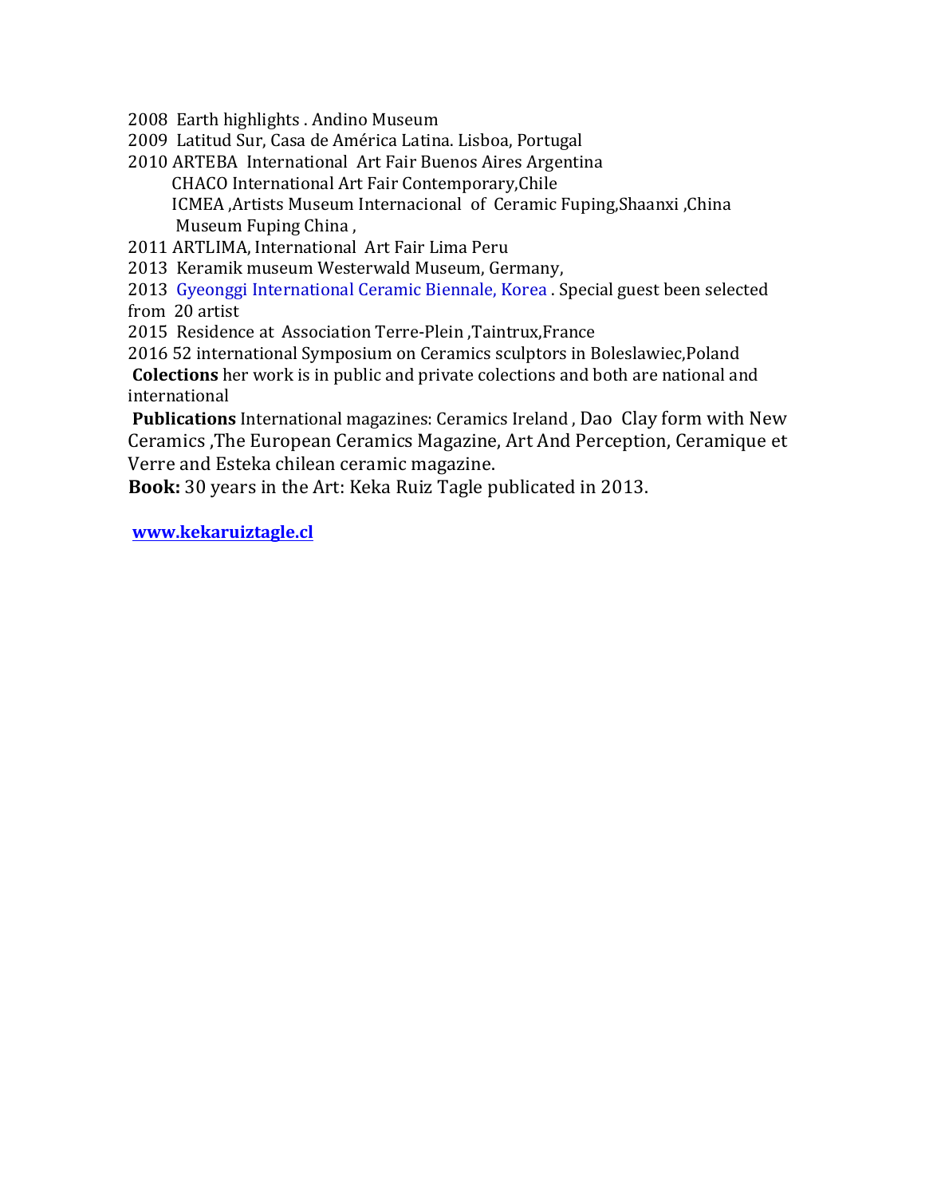2008 Earth highlights . Andino Museum

2009 Latitud Sur, Casa de América Latina. Lisboa, Portugal

2010 ARTEBA International Art Fair Buenos Aires Argentina

CHACO International Art Fair Contemporary,Chile

ICMEA ,Artists Museum Internacional of Ceramic Fuping,Shaanxi ,China Museum Fuping China ,

2011 ARTLIMA, International Art Fair Lima Peru

2013 Keramik museum Westerwald Museum, Germany,

2013 Gyeonggi International Ceramic Biennale, Korea . Special guest been selected from 20 artist

2015 Residence at Association Terre-Plein ,Taintrux,France

2016 52 international Symposium on Ceramics sculptors in Boleslawiec,Poland

**Colections** her work is in public and private colections and both are national and international

**Publications** International magazines: Ceramics Ireland , Dao Clay form with New Ceramics ,The European Ceramics Magazine, Art And Perception, Ceramique et Verre and Esteka chilean ceramic magazine.

**Book:** 30 years in the Art: Keka Ruiz Tagle publicated in 2013.

**www.kekaruiztagle.cl**